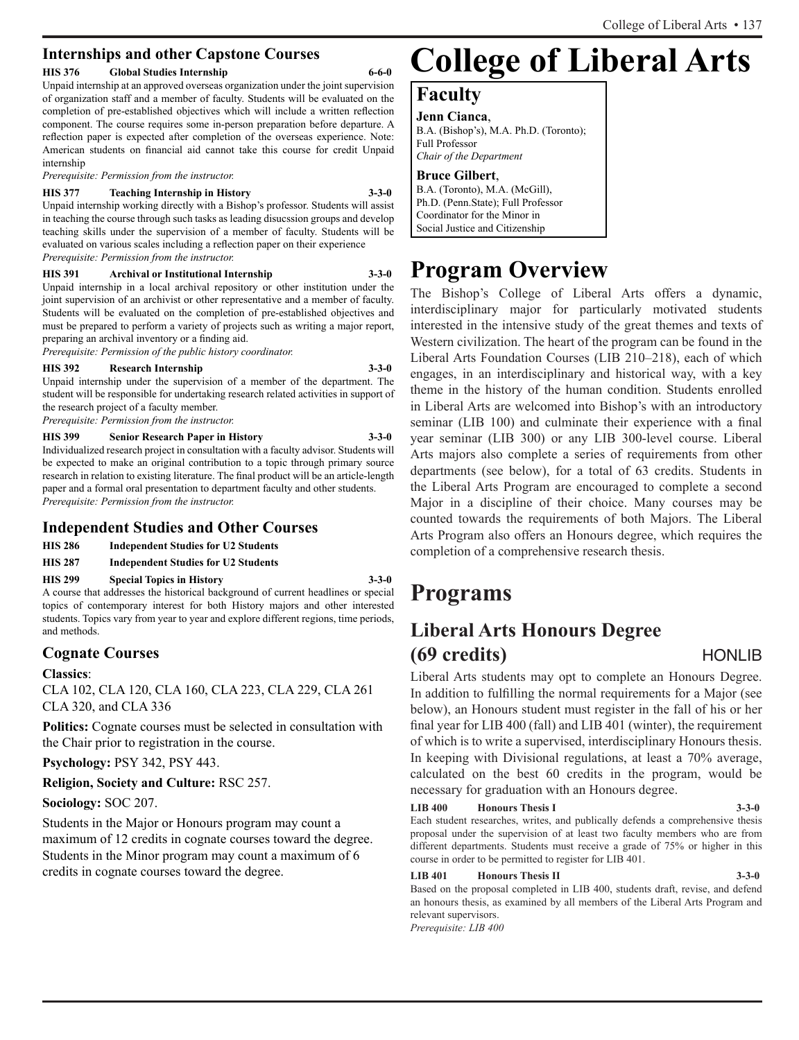## Internships and other Capstone Courses

**HIS 376 Global Studies Internship 6-6-0**

Unpaid internship at an approved overseas organization under the joint supervision of organization staff and a member of faculty. Students will be evaluated on the completion of pre-established objectives which will include a written reflection component. The course requires some in-person preparation before departure. A reflection paper is expected after completion of the overseas experience. Note: American students on financial aid cannot take this course for credit Unpaid internship

*Prerequisite: Permission from the instructor.*

**HIS 377 Teaching Internship in History 3-3-0**

Unpaid internship working directly with a Bishop's professor. Students will assist in teaching the course through such tasks as leading disucssion groups and develop teaching skills under the supervision of a member of faculty. Students will be evaluated on various scales including a reflection paper on their experience

*Prerequisite: Permission from the instructor.*

**HIS 391 Archival or Institutional Internship 3-3-0**

Unpaid internship in a local archival repository or other institution under the joint supervision of an archivist or other representative and a member of faculty. Students will be evaluated on the completion of pre-established objectives and must be prepared to perform a variety of projects such as writing a major report, preparing an archival inventory or a finding aid.

*Prerequisite: Permission of the public history coordinator.*

**HIS 392 Research Internship 3-3-0**

Unpaid internship under the supervision of a member of the department. The student will be responsible for undertaking research related activities in support of the research project of a faculty member.

*Prerequisite: Permission from the instructor.*

**HIS 399 Senior Research Paper in History 3-3-0**

Individualized research project in consultation with a faculty advisor. Students will be expected to make an original contribution to a topic through primary source research in relation to existing literature. The final product will be an article-length paper and a formal oral presentation to department faculty and other students.

*Prerequisite: Permission from the instructor.*

## Independent Studies and Other Courses

**HIS 286 Independent Studies for U2 Students**

**HIS 287 Independent Studies for U2 Students**

**HIS 299 Special Topics in History 3-3-0**

A course that addresses the historical background of current headlines or special topics of contemporary interest for both History majors and other interested students. Topics vary from year to year and explore different regions, time periods, and methods.

## Cognate Courses

**Classics**:

CLA 102, CLA 120, CLA 160, CLA 223, CLA 229, CLA 261 CLA 320, and CLA 336

**Politics:** Cognate courses must be selected in consultation with the Chair prior to registration in the course.

**Psychology:** PSY 342, PSY 443.

**Religion, Society and Culture:** RSC 257.

**Sociology:** SOC 207.

Students in the Major or Honours program may count a maximum of 12 credits in cognate courses toward the degree. Students in the Minor program may count a maximum of 6 credits in cognate courses toward the degree.

# College of Liberal Arts

## Faculty

**Jenn Cianca**,
B.A. (Bishop's), M.A. Ph.D. (Toronto);
Full Professor
*Chair of the Department*

**Bruce Gilbert**,
B.A. (Toronto), M.A. (McGill),
Ph.D. (Penn.State); Full Professor
Coordinator for the Minor in
Social Justice and Citizenship

# Program Overview

The Bishop's College of Liberal Arts offers a dynamic, interdisciplinary major for particularly motivated students interested in the intensive study of the great themes and texts of Western civilization. The heart of the program can be found in the Liberal Arts Foundation Courses (LIB 210–218), each of which engages, in an interdisciplinary and historical way, with a key theme in the history of the human condition. Students enrolled in Liberal Arts are welcomed into Bishop's with an introductory seminar (LIB 100) and culminate their experience with a final year seminar (LIB 300) or any LIB 300-level course. Liberal Arts majors also complete a series of requirements from other departments (see below), for a total of 63 credits. Students in the Liberal Arts Program are encouraged to complete a second Major in a discipline of their choice. Many courses may be counted towards the requirements of both Majors. The Liberal Arts Program also offers an Honours degree, which requires the completion of a comprehensive research thesis.

# Programs

## Liberal Arts Honours Degree (69 credits) HONLIB

Liberal Arts students may opt to complete an Honours Degree. In addition to fulfilling the normal requirements for a Major (see below), an Honours student must register in the fall of his or her final year for LIB 400 (fall) and LIB 401 (winter), the requirement of which is to write a supervised, interdisciplinary Honours thesis. In keeping with Divisional regulations, at least a 70% average, calculated on the best 60 credits in the program, would be necessary for graduation with an Honours degree.

**LIB 400 Honours Thesis I 3-3-0**

Each student researches, writes, and publically defends a comprehensive thesis proposal under the supervision of at least two faculty members who are from different departments. Students must receive a grade of 75% or higher in this course in order to be permitted to register for LIB 401.

**LIB 401 Honours Thesis II 3-3-0**

Based on the proposal completed in LIB 400, students draft, revise, and defend an honours thesis, as examined by all members of the Liberal Arts Program and relevant supervisors.

*Prerequisite: LIB 400*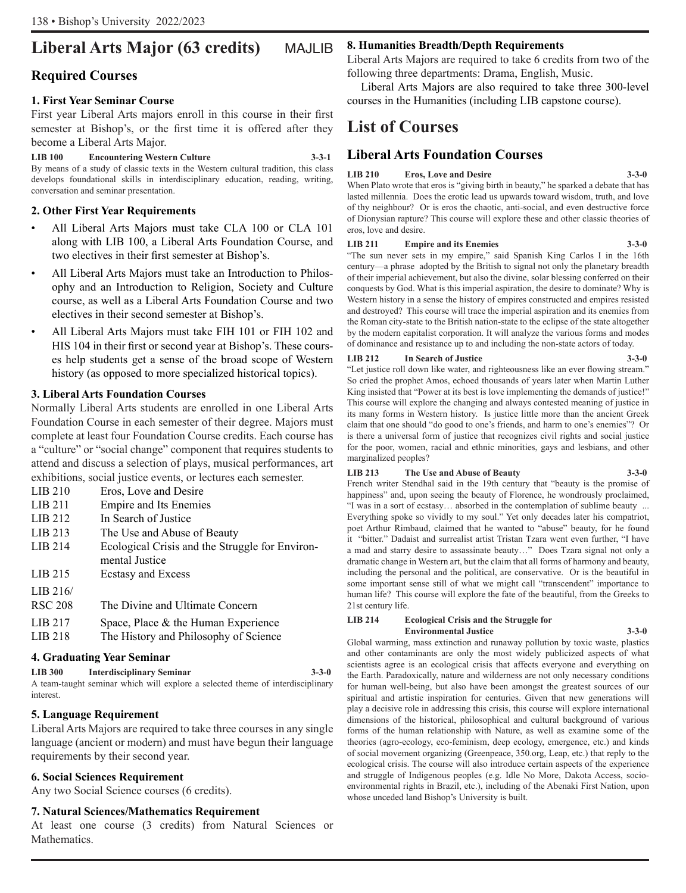# Liberal Arts Major (63 credits) MAJLIB

## Required Courses

### 1. First Year Seminar Course

First year Liberal Arts majors enroll in this course in their first semester at Bishop's, or the first time it is offered after they become a Liberal Arts Major.

**LIB 100 Encountering Western Culture 3-3-1**
By means of a study of classic texts in the Western cultural tradition, this class develops foundational skills in interdisciplinary education, reading, writing, conversation and seminar presentation.

### 2. Other First Year Requirements

- All Liberal Arts Majors must take CLA 100 or CLA 101 along with LIB 100, a Liberal Arts Foundation Course, and two electives in their first semester at Bishop's.
- All Liberal Arts Majors must take an Introduction to Philosophy and an Introduction to Religion, Society and Culture course, as well as a Liberal Arts Foundation Course and two electives in their second semester at Bishop's.
- All Liberal Arts Majors must take FIH 101 or FIH 102 and HIS 104 in their first or second year at Bishop's. These courses help students get a sense of the broad scope of Western history (as opposed to more specialized historical topics).

### 3. Liberal Arts Foundation Courses

Normally Liberal Arts students are enrolled in one Liberal Arts Foundation Course in each semester of their degree. Majors must complete at least four Foundation Course credits. Each course has a "culture" or "social change" component that requires students to attend and discuss a selection of plays, musical performances, art exhibitions, social justice events, or lectures each semester.

| | |
|---|---|
| LIB 210 | Eros, Love and Desire |
| LIB 211 | Empire and Its Enemies |
| LIB 212 | In Search of Justice |
| LIB 213 | The Use and Abuse of Beauty |
| LIB 214 | Ecological Crisis and the Struggle for Environmental Justice |
| LIB 215 | Ecstasy and Excess |
| LIB 216/ RSC 208 | The Divine and Ultimate Concern |
| LIB 217 | Space, Place & the Human Experience |
| LIB 218 | The History and Philosophy of Science |

### 4. Graduating Year Seminar

**LIB 300 Interdisciplinary Seminar 3-3-0**
A team-taught seminar which will explore a selected theme of interdisciplinary interest.

### 5. Language Requirement

Liberal Arts Majors are required to take three courses in any single language (ancient or modern) and must have begun their language requirements by their second year.

### 6. Social Sciences Requirement

Any two Social Science courses (6 credits).

### 7. Natural Sciences/Mathematics Requirement

At least one course (3 credits) from Natural Sciences or Mathematics.

### 8. Humanities Breadth/Depth Requirements

Liberal Arts Majors are required to take 6 credits from two of the following three departments: Drama, English, Music.

Liberal Arts Majors are also required to take three 300-level courses in the Humanities (including LIB capstone course).

# List of Courses

## Liberal Arts Foundation Courses

**LIB 210 Eros, Love and Desire 3-3-0**
When Plato wrote that eros is "giving birth in beauty," he sparked a debate that has lasted millennia. Does the erotic lead us upwards toward wisdom, truth, and love of thy neighbour? Or is eros the chaotic, anti-social, and even destructive force of Dionysian rapture? This course will explore these and other classic theories of eros, love and desire.

**LIB 211 Empire and its Enemies 3-3-0**
"The sun never sets in my empire," said Spanish King Carlos I in the 16th century—a phrase adopted by the British to signal not only the planetary breadth of their imperial achievement, but also the divine, solar blessing conferred on their conquests by God. What is this imperial aspiration, the desire to dominate? Why is Western history in a sense the history of empires constructed and empires resisted and destroyed? This course will trace the imperial aspiration and its enemies from the Roman city-state to the British nation-state to the eclipse of the state altogether by the modern capitalist corporation. It will analyze the various forms and modes of dominance and resistance up to and including the non-state actors of today.

**LIB 212 In Search of Justice 3-3-0**
"Let justice roll down like water, and righteousness like an ever flowing stream." So cried the prophet Amos, echoed thousands of years later when Martin Luther King insisted that "Power at its best is love implementing the demands of justice!" This course will explore the changing and always contested meaning of justice in its many forms in Western history. Is justice little more than the ancient Greek claim that one should "do good to one's friends, and harm to one's enemies"? Or is there a universal form of justice that recognizes civil rights and social justice for the poor, women, racial and ethnic minorities, gays and lesbians, and other marginalized peoples?

**LIB 213 The Use and Abuse of Beauty 3-3-0**
French writer Stendhal said in the 19th century that "beauty is the promise of happiness" and, upon seeing the beauty of Florence, he wondrously proclaimed, "I was in a sort of ecstasy… absorbed in the contemplation of sublime beauty ... Everything spoke so vividly to my soul." Yet only decades later his compatriot, poet Arthur Rimbaud, claimed that he wanted to "abuse" beauty, for he found it "bitter." Dadaist and surrealist artist Tristan Tzara went even further, "I have a mad and starry desire to assassinate beauty…" Does Tzara signal not only a dramatic change in Western art, but the claim that all forms of harmony and beauty, including the personal and the political, are conservative. Or is the beautiful in some important sense still of what we might call "transcendent" importance to human life? This course will explore the fate of the beautiful, from the Greeks to 21st century life.

**LIB 214 Ecological Crisis and the Struggle for Environmental Justice 3-3-0**
Global warming, mass extinction and runaway pollution by toxic waste, plastics and other contaminants are only the most widely publicized aspects of what scientists agree is an ecological crisis that affects everyone and everything on the Earth. Paradoxically, nature and wilderness are not only necessary conditions for human well-being, but also have been amongst the greatest sources of our spiritual and artistic inspiration for centuries. Given that new generations will play a decisive role in addressing this crisis, this course will explore international dimensions of the historical, philosophical and cultural background of various forms of the human relationship with Nature, as well as examine some of the theories (agro-ecology, eco-feminism, deep ecology, emergence, etc.) and kinds of social movement organizing (Greenpeace, 350.org, Leap, etc.) that reply to the ecological crisis. The course will also introduce certain aspects of the experience and struggle of Indigenous peoples (e.g. Idle No More, Dakota Access, socio-environmental rights in Brazil, etc.), including of the Abenaki First Nation, upon whose unceded land Bishop's University is built.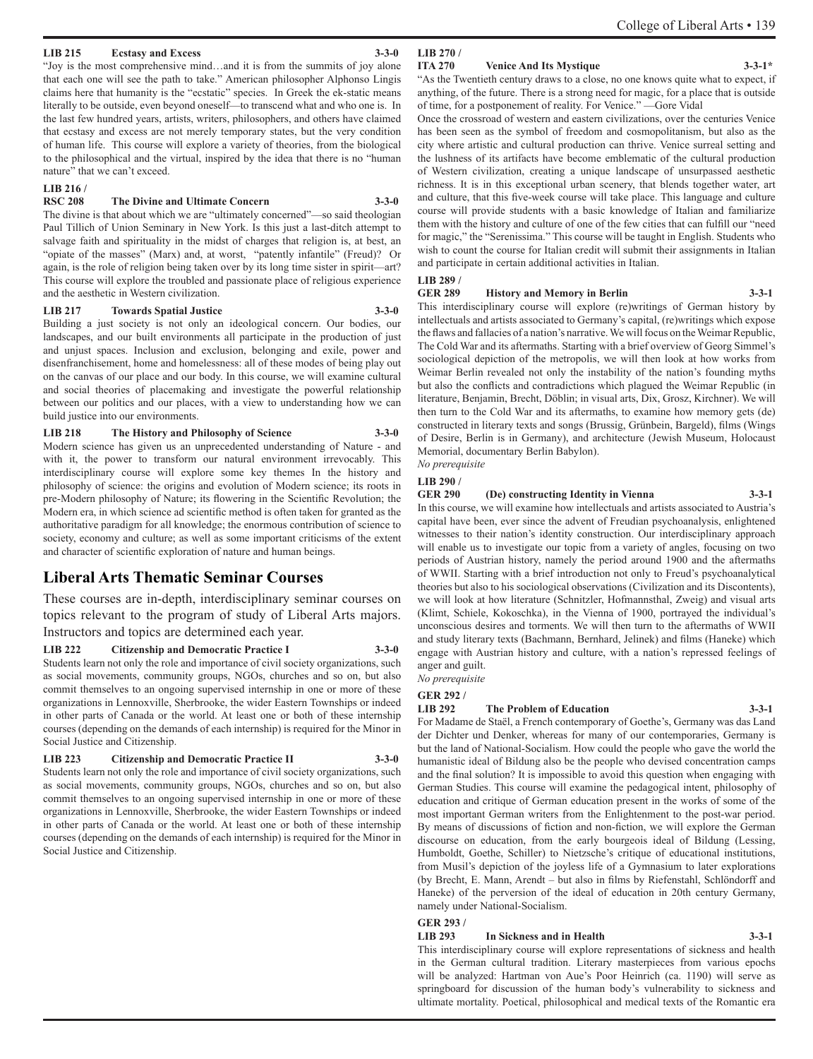**LIB 215 Ecstasy and Excess 3-3-0**

"Joy is the most comprehensive mind…and it is from the summits of joy alone that each one will see the path to take." American philosopher Alphonso Lingis claims here that humanity is the "ecstatic" species. In Greek the ek-static means literally to be outside, even beyond oneself—to transcend what and who one is. In the last few hundred years, artists, writers, philosophers, and others have claimed that ecstasy and excess are not merely temporary states, but the very condition of human life. This course will explore a variety of theories, from the biological to the philosophical and the virtual, inspired by the idea that there is no "human nature" that we can't exceed.

**LIB 216 / RSC 208 The Divine and Ultimate Concern 3-3-0**

The divine is that about which we are "ultimately concerned"—so said theologian Paul Tillich of Union Seminary in New York. Is this just a last-ditch attempt to salvage faith and spirituality in the midst of charges that religion is, at best, an "opiate of the masses" (Marx) and, at worst, "patently infantile" (Freud)? Or again, is the role of religion being taken over by its long time sister in spirit—art? This course will explore the troubled and passionate place of religious experience and the aesthetic in Western civilization.

**LIB 217 Towards Spatial Justice 3-3-0**

Building a just society is not only an ideological concern. Our bodies, our landscapes, and our built environments all participate in the production of just and unjust spaces. Inclusion and exclusion, belonging and exile, power and disenfranchisement, home and homelessness: all of these modes of being play out on the canvas of our place and our body. In this course, we will examine cultural and social theories of placemaking and investigate the powerful relationship between our politics and our places, with a view to understanding how we can build justice into our environments.

**LIB 218 The History and Philosophy of Science 3-3-0**

Modern science has given us an unprecedented understanding of Nature - and with it, the power to transform our natural environment irrevocably. This interdisciplinary course will explore some key themes In the history and philosophy of science: the origins and evolution of Modern science; its roots in pre-Modern philosophy of Nature; its flowering in the Scientific Revolution; the Modern era, in which science ad scientific method is often taken for granted as the authoritative paradigm for all knowledge; the enormous contribution of science to society, economy and culture; as well as some important criticisms of the extent and character of scientific exploration of nature and human beings.

## Liberal Arts Thematic Seminar Courses

These courses are in-depth, interdisciplinary seminar courses on topics relevant to the program of study of Liberal Arts majors. Instructors and topics are determined each year.

**LIB 222 Citizenship and Democratic Practice I 3-3-0**

Students learn not only the role and importance of civil society organizations, such as social movements, community groups, NGOs, churches and so on, but also commit themselves to an ongoing supervised internship in one or more of these organizations in Lennoxville, Sherbrooke, the wider Eastern Townships or indeed in other parts of Canada or the world. At least one or both of these internship courses (depending on the demands of each internship) is required for the Minor in Social Justice and Citizenship.

**LIB 223 Citizenship and Democratic Practice II 3-3-0**

Students learn not only the role and importance of civil society organizations, such as social movements, community groups, NGOs, churches and so on, but also commit themselves to an ongoing supervised internship in one or more of these organizations in Lennoxville, Sherbrooke, the wider Eastern Townships or indeed in other parts of Canada or the world. At least one or both of these internship courses (depending on the demands of each internship) is required for the Minor in Social Justice and Citizenship.

**LIB 270 / ITA 270 Venice And Its Mystique 3-3-1***

"As the Twentieth century draws to a close, no one knows quite what to expect, if anything, of the future. There is a strong need for magic, for a place that is outside of time, for a postponement of reality. For Venice." —Gore Vidal

Once the crossroad of western and eastern civilizations, over the centuries Venice has been seen as the symbol of freedom and cosmopolitanism, but also as the city where artistic and cultural production can thrive. Venice surreal setting and the lushness of its artifacts have become emblematic of the cultural production of Western civilization, creating a unique landscape of unsurpassed aesthetic richness. It is in this exceptional urban scenery, that blends together water, art and culture, that this five-week course will take place. This language and culture course will provide students with a basic knowledge of Italian and familiarize them with the history and culture of one of the few cities that can fulfill our "need for magic," the "Serenissima." This course will be taught in English. Students who wish to count the course for Italian credit will submit their assignments in Italian and participate in certain additional activities in Italian.

**LIB 289 / GER 289 History and Memory in Berlin 3-3-1**

This interdisciplinary course will explore (re)writings of German history by intellectuals and artists associated to Germany's capital, (re)writings which expose the flaws and fallacies of a nation's narrative. We will focus on the Weimar Republic, The Cold War and its aftermaths. Starting with a brief overview of Georg Simmel's sociological depiction of the metropolis, we will then look at how works from Weimar Berlin revealed not only the instability of the nation's founding myths but also the conflicts and contradictions which plagued the Weimar Republic (in literature, Benjamin, Brecht, Döblin; in visual arts, Dix, Grosz, Kirchner). We will then turn to the Cold War and its aftermaths, to examine how memory gets (de) constructed in literary texts and songs (Brussig, Grünbein, Bargeld), films (Wings of Desire, Berlin is in Germany), and architecture (Jewish Museum, Holocaust Memorial, documentary Berlin Babylon).

*No prerequisite*

**LIB 290 / GER 290 (De) constructing Identity in Vienna 3-3-1**

In this course, we will examine how intellectuals and artists associated to Austria's capital have been, ever since the advent of Freudian psychoanalysis, enlightened witnesses to their nation's identity construction. Our interdisciplinary approach will enable us to investigate our topic from a variety of angles, focusing on two periods of Austrian history, namely the period around 1900 and the aftermaths of WWII. Starting with a brief introduction not only to Freud's psychoanalytical theories but also to his sociological observations (Civilization and its Discontents), we will look at how literature (Schnitzler, Hofmannsthal, Zweig) and visual arts (Klimt, Schiele, Kokoschka), in the Vienna of 1900, portrayed the individual's unconscious desires and torments. We will then turn to the aftermaths of WWII and study literary texts (Bachmann, Bernhard, Jelinek) and films (Haneke) which engage with Austrian history and culture, with a nation's repressed feelings of anger and guilt.

*No prerequisite*

**GER 292 / LIB 292 The Problem of Education 3-3-1**

For Madame de Staël, a French contemporary of Goethe's, Germany was das Land der Dichter und Denker, whereas for many of our contemporaries, Germany is but the land of National-Socialism. How could the people who gave the world the humanistic ideal of Bildung also be the people who devised concentration camps and the final solution? It is impossible to avoid this question when engaging with German Studies. This course will examine the pedagogical intent, philosophy of education and critique of German education present in the works of some of the most important German writers from the Enlightenment to the post-war period. By means of discussions of fiction and non-fiction, we will explore the German discourse on education, from the early bourgeois ideal of Bildung (Lessing, Humboldt, Goethe, Schiller) to Nietzsche's critique of educational institutions, from Musil's depiction of the joyless life of a Gymnasium to later explorations (by Brecht, E. Mann, Arendt – but also in films by Riefenstahl, Schlöndorff and Haneke) of the perversion of the ideal of education in 20th century Germany, namely under National-Socialism.

**GER 293 / LIB 293 In Sickness and in Health 3-3-1**

This interdisciplinary course will explore representations of sickness and health in the German cultural tradition. Literary masterpieces from various epochs will be analyzed: Hartman von Aue's Poor Heinrich (ca. 1190) will serve as springboard for discussion of the human body's vulnerability to sickness and ultimate mortality. Poetical, philosophical and medical texts of the Romantic era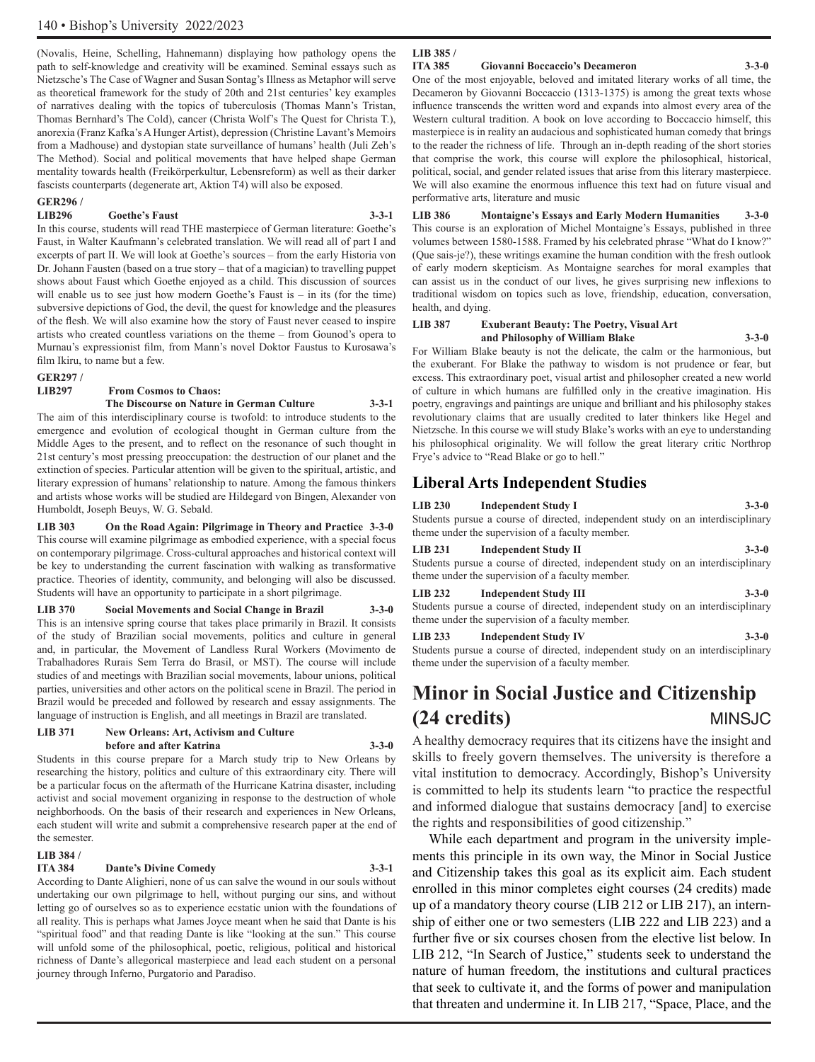(Novalis, Heine, Schelling, Hahnemann) displaying how pathology opens the path to self-knowledge and creativity will be examined. Seminal essays such as Nietzsche's The Case of Wagner and Susan Sontag's Illness as Metaphor will serve as theoretical framework for the study of 20th and 21st centuries' key examples of narratives dealing with the topics of tuberculosis (Thomas Mann's Tristan, Thomas Bernhard's The Cold), cancer (Christa Wolf's The Quest for Christa T.), anorexia (Franz Kafka's A Hunger Artist), depression (Christine Lavant's Memoirs from a Madhouse) and dystopian state surveillance of humans' health (Juli Zeh's The Method). Social and political movements that have helped shape German mentality towards health (Freikörperkultur, Lebensreform) as well as their darker fascists counterparts (degenerate art, Aktion T4) will also be exposed.

**GER296 / LIB296 Goethe's Faust 3-3-1**

In this course, students will read THE masterpiece of German literature: Goethe's Faust, in Walter Kaufmann's celebrated translation. We will read all of part I and excerpts of part II. We will look at Goethe's sources – from the early Historia von Dr. Johann Fausten (based on a true story – that of a magician) to travelling puppet shows about Faust which Goethe enjoyed as a child. This discussion of sources will enable us to see just how modern Goethe's Faust is – in its (for the time) subversive depictions of God, the devil, the quest for knowledge and the pleasures of the flesh. We will also examine how the story of Faust never ceased to inspire artists who created countless variations on the theme – from Gounod's opera to Murnau's expressionist film, from Mann's novel Doktor Faustus to Kurosawa's film Ikiru, to name but a few.

**GER297 / LIB297 From Cosmos to Chaos: The Discourse on Nature in German Culture 3-3-1**

The aim of this interdisciplinary course is twofold: to introduce students to the emergence and evolution of ecological thought in German culture from the Middle Ages to the present, and to reflect on the resonance of such thought in 21st century's most pressing preoccupation: the destruction of our planet and the extinction of species. Particular attention will be given to the spiritual, artistic, and literary expression of humans' relationship to nature. Among the famous thinkers and artists whose works will be studied are Hildegard von Bingen, Alexander von Humboldt, Joseph Beuys, W. G. Sebald.

**LIB 303 On the Road Again: Pilgrimage in Theory and Practice 3-3-0**

This course will examine pilgrimage as embodied experience, with a special focus on contemporary pilgrimage. Cross-cultural approaches and historical context will be key to understanding the current fascination with walking as transformative practice. Theories of identity, community, and belonging will also be discussed. Students will have an opportunity to participate in a short pilgrimage.

**LIB 370 Social Movements and Social Change in Brazil 3-3-0**

This is an intensive spring course that takes place primarily in Brazil. It consists of the study of Brazilian social movements, politics and culture in general and, in particular, the Movement of Landless Rural Workers (Movimento de Trabalhadores Rurais Sem Terra do Brasil, or MST). The course will include studies of and meetings with Brazilian social movements, labour unions, political parties, universities and other actors on the political scene in Brazil. The period in Brazil would be preceded and followed by research and essay assignments. The language of instruction is English, and all meetings in Brazil are translated.

**LIB 371 New Orleans: Art, Activism and Culture before and after Katrina 3-3-0**

Students in this course prepare for a March study trip to New Orleans by researching the history, politics and culture of this extraordinary city. There will be a particular focus on the aftermath of the Hurricane Katrina disaster, including activist and social movement organizing in response to the destruction of whole neighborhoods. On the basis of their research and experiences in New Orleans, each student will write and submit a comprehensive research paper at the end of the semester.

**LIB 384 / ITA 384 Dante's Divine Comedy 3-3-1**

According to Dante Alighieri, none of us can salve the wound in our souls without undertaking our own pilgrimage to hell, without purging our sins, and without letting go of ourselves so as to experience ecstatic union with the foundations of all reality. This is perhaps what James Joyce meant when he said that Dante is his "spiritual food" and that reading Dante is like "looking at the sun." This course will unfold some of the philosophical, poetic, religious, political and historical richness of Dante's allegorical masterpiece and lead each student on a personal journey through Inferno, Purgatorio and Paradiso.

**LIB 385 / ITA 385 Giovanni Boccaccio's Decameron 3-3-0**

One of the most enjoyable, beloved and imitated literary works of all time, the Decameron by Giovanni Boccaccio (1313-1375) is among the great texts whose influence transcends the written word and expands into almost every area of the Western cultural tradition. A book on love according to Boccaccio himself, this masterpiece is in reality an audacious and sophisticated human comedy that brings to the reader the richness of life. Through an in-depth reading of the short stories that comprise the work, this course will explore the philosophical, historical, political, social, and gender related issues that arise from this literary masterpiece. We will also examine the enormous influence this text had on future visual and performative arts, literature and music

**LIB 386 Montaigne's Essays and Early Modern Humanities 3-3-0**

This course is an exploration of Michel Montaigne's Essays, published in three volumes between 1580-1588. Framed by his celebrated phrase "What do I know?" (Que sais-je?), these writings examine the human condition with the fresh outlook of early modern skepticism. As Montaigne searches for moral examples that can assist us in the conduct of our lives, he gives surprising new inflexions to traditional wisdom on topics such as love, friendship, education, conversation, health, and dying.

**LIB 387 Exuberant Beauty: The Poetry, Visual Art and Philosophy of William Blake 3-3-0**

For William Blake beauty is not the delicate, the calm or the harmonious, but the exuberant. For Blake the pathway to wisdom is not prudence or fear, but excess. This extraordinary poet, visual artist and philosopher created a new world of culture in which humans are fulfilled only in the creative imagination. His poetry, engravings and paintings are unique and brilliant and his philosophy stakes revolutionary claims that are usually credited to later thinkers like Hegel and Nietzsche. In this course we will study Blake's works with an eye to understanding his philosophical originality. We will follow the great literary critic Northrop Frye's advice to "Read Blake or go to hell."

## Liberal Arts Independent Studies

**LIB 230 Independent Study I 3-3-0**

Students pursue a course of directed, independent study on an interdisciplinary theme under the supervision of a faculty member.

**LIB 231 Independent Study II 3-3-0**

Students pursue a course of directed, independent study on an interdisciplinary theme under the supervision of a faculty member.

**LIB 232 Independent Study III 3-3-0**

Students pursue a course of directed, independent study on an interdisciplinary theme under the supervision of a faculty member.

**LIB 233 Independent Study IV 3-3-0**

Students pursue a course of directed, independent study on an interdisciplinary theme under the supervision of a faculty member.

# Minor in Social Justice and Citizenship (24 credits) MINSJC

A healthy democracy requires that its citizens have the insight and skills to freely govern themselves. The university is therefore a vital institution to democracy. Accordingly, Bishop's University is committed to help its students learn "to practice the respectful and informed dialogue that sustains democracy [and] to exercise the rights and responsibilities of good citizenship."

While each department and program in the university implements this principle in its own way, the Minor in Social Justice and Citizenship takes this goal as its explicit aim. Each student enrolled in this minor completes eight courses (24 credits) made up of a mandatory theory course (LIB 212 or LIB 217), an internship of either one or two semesters (LIB 222 and LIB 223) and a further five or six courses chosen from the elective list below. In LIB 212, "In Search of Justice," students seek to understand the nature of human freedom, the institutions and cultural practices that seek to cultivate it, and the forms of power and manipulation that threaten and undermine it. In LIB 217, "Space, Place, and the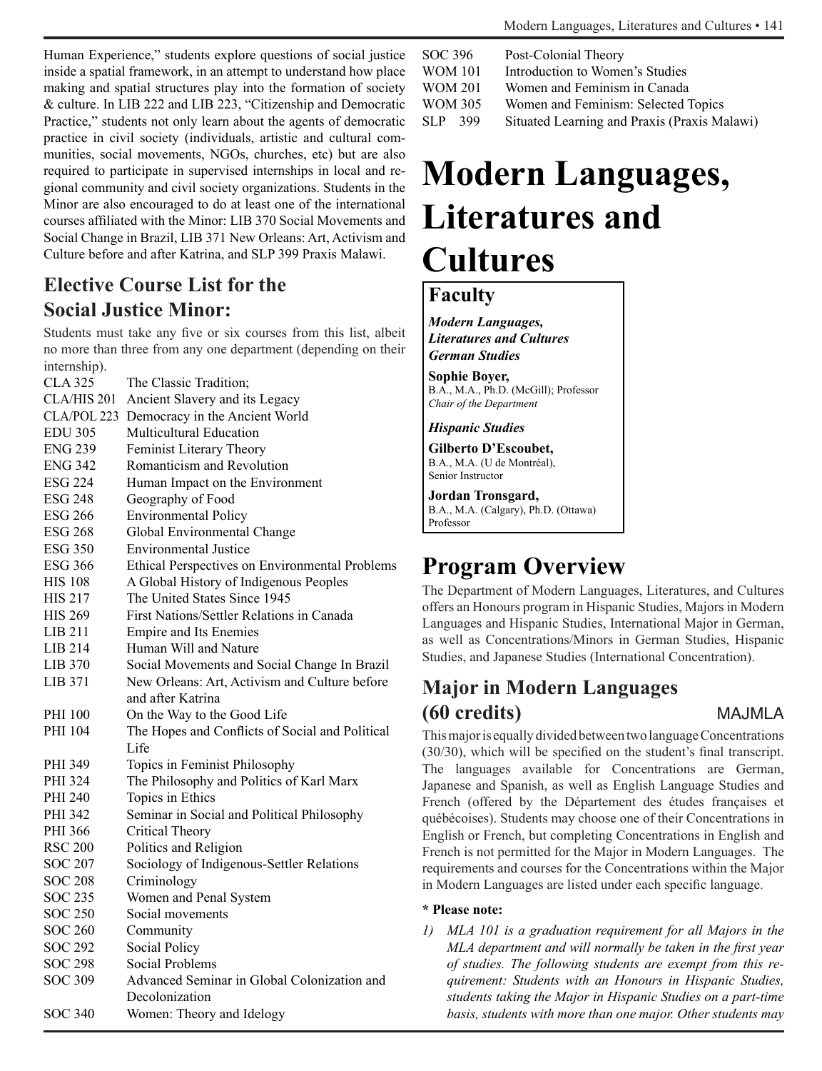Human Experience," students explore questions of social justice inside a spatial framework, in an attempt to understand how place making and spatial structures play into the formation of society & culture. In LIB 222 and LIB 223, "Citizenship and Democratic Practice," students not only learn about the agents of democratic practice in civil society (individuals, artistic and cultural communities, social movements, NGOs, churches, etc) but are also required to participate in supervised internships in local and regional community and civil society organizations. Students in the Minor are also encouraged to do at least one of the international courses affiliated with the Minor: LIB 370 Social Movements and Social Change in Brazil, LIB 371 New Orleans: Art, Activism and Culture before and after Katrina, and SLP 399 Praxis Malawi.

## Elective Course List for the Social Justice Minor:

Students must take any five or six courses from this list, albeit no more than three from any one department (depending on their internship).

| | |
|---|---|
| CLA 325 | The Classic Tradition; |
| CLA/HIS 201 | Ancient Slavery and its Legacy |
| CLA/POL 223 | Democracy in the Ancient World |
| EDU 305 | Multicultural Education |
| ENG 239 | Feminist Literary Theory |
| ENG 342 | Romanticism and Revolution |
| ESG 224 | Human Impact on the Environment |
| ESG 248 | Geography of Food |
| ESG 266 | Environmental Policy |
| ESG 268 | Global Environmental Change |
| ESG 350 | Environmental Justice |
| ESG 366 | Ethical Perspectives on Environmental Problems |
| HIS 108 | A Global History of Indigenous Peoples |
| HIS 217 | The United States Since 1945 |
| HIS 269 | First Nations/Settler Relations in Canada |
| LIB 211 | Empire and Its Enemies |
| LIB 214 | Human Will and Nature |
| LIB 370 | Social Movements and Social Change In Brazil |
| LIB 371 | New Orleans: Art, Activism and Culture before and after Katrina |
| PHI 100 | On the Way to the Good Life |
| PHI 104 | The Hopes and Conflicts of Social and Political Life |
| PHI 349 | Topics in Feminist Philosophy |
| PHI 324 | The Philosophy and Politics of Karl Marx |
| PHI 240 | Topics in Ethics |
| PHI 342 | Seminar in Social and Political Philosophy |
| PHI 366 | Critical Theory |
| RSC 200 | Politics and Religion |
| SOC 207 | Sociology of Indigenous-Settler Relations |
| SOC 208 | Criminology |
| SOC 235 | Women and Penal System |
| SOC 250 | Social movements |
| SOC 260 | Community |
| SOC 292 | Social Policy |
| SOC 298 | Social Problems |
| SOC 309 | Advanced Seminar in Global Colonization and Decolonization |
| SOC 340 | Women: Theory and Idelogy |
| SOC 396 | Post-Colonial Theory |
| WOM 101 | Introduction to Women's Studies |
| WOM 201 | Women and Feminism in Canada |
| WOM 305 | Women and Feminism: Selected Topics |
| SLP 399 | Situated Learning and Praxis (Praxis Malawi) |

# Modern Languages, Literatures and Cultures

## Faculty

***Modern Languages, Literatures and Cultures German Studies***

**Sophie Boyer,**
B.A., M.A., Ph.D. (McGill); Professor
*Chair of the Department*

***Hispanic Studies***

**Gilberto D'Escoubet,**
B.A., M.A. (U de Montréal),
Senior Instructor

**Jordan Tronsgard,**
B.A., M.A. (Calgary), Ph.D. (Ottawa)
Professor

## Program Overview

The Department of Modern Languages, Literatures, and Cultures offers an Honours program in Hispanic Studies, Majors in Modern Languages and Hispanic Studies, International Major in German, as well as Concentrations/Minors in German Studies, Hispanic Studies, and Japanese Studies (International Concentration).

## Major in Modern Languages (60 credits) MAJMLA

This major is equally divided between two language Concentrations (30/30), which will be specified on the student's final transcript. The languages available for Concentrations are German, Japanese and Spanish, as well as English Language Studies and French (offered by the Département des études françaises et québécoises). Students may choose one of their Concentrations in English or French, but completing Concentrations in English and French is not permitted for the Major in Modern Languages. The requirements and courses for the Concentrations within the Major in Modern Languages are listed under each specific language.

**\* Please note:**

1) *MLA 101 is a graduation requirement for all Majors in the MLA department and will normally be taken in the first year of studies. The following students are exempt from this requirement: Students with an Honours in Hispanic Studies, students taking the Major in Hispanic Studies on a part-time basis, students with more than one major. Other students may*